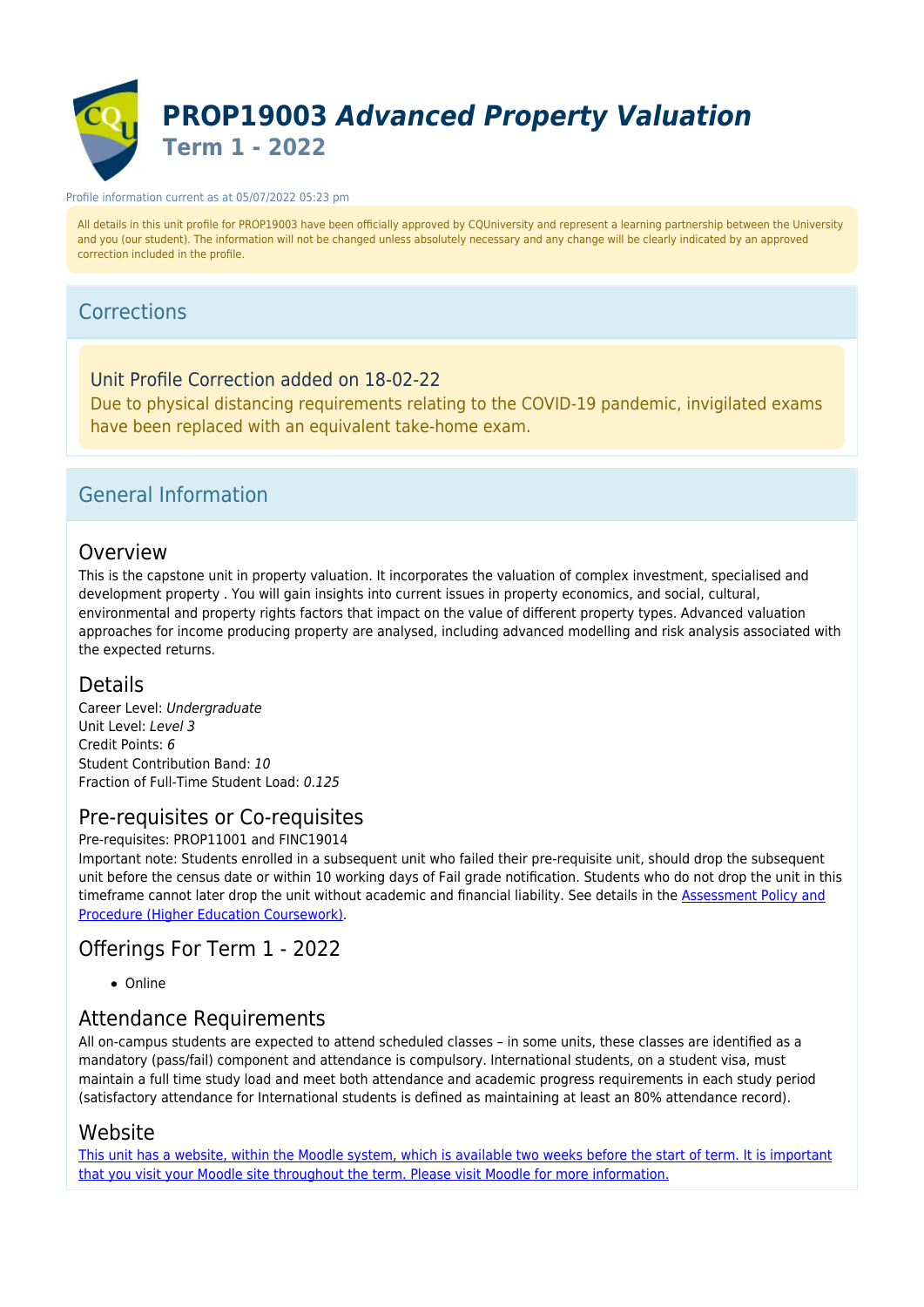# PROP19003 *Advanced Property Valuation*

## Term 1 - 2022

Profile information current as at 05/07/2022 05:23 pm

All details in this unit profile for PROP19003 have been officially approved by CQUniversity and represent a learning partnership between the University and you (our student). The information will not be changed unless absolutely necessary and any change will be clearly indicated by an approved correction included in the profile.

## Corrections

### Unit Profile Correction added on 18-02-22

Due to physical distancing requirements relating to the COVID-19 pandemic, invigilated exams have been replaced with an equivalent take-home exam.

## General Information

### Overview

This is the capstone unit in property valuation. It incorporates the valuation of complex investment, specialised and development property . You will gain insights into current issues in property economics, and social, cultural, environmental and property rights factors that impact on the value of different property types. Advanced valuation approaches for income producing property are analysed, including advanced modelling and risk analysis associated with the expected returns.

### Details

Career Level: *Undergraduate*
Unit Level: *Level 3*
Credit Points: *6*
Student Contribution Band: *10*
Fraction of Full-Time Student Load: *0.125*

### Pre-requisites or Co-requisites

Pre-requisites: PROP11001 and FINC19014

Important note: Students enrolled in a subsequent unit who failed their pre-requisite unit, should drop the subsequent unit before the census date or within 10 working days of Fail grade notification. Students who do not drop the unit in this timeframe cannot later drop the unit without academic and financial liability. See details in the Assessment Policy and Procedure (Higher Education Coursework).

### Offerings For Term 1 - 2022

- Online

### Attendance Requirements

All on-campus students are expected to attend scheduled classes – in some units, these classes are identified as a mandatory (pass/fail) component and attendance is compulsory. International students, on a student visa, must maintain a full time study load and meet both attendance and academic progress requirements in each study period (satisfactory attendance for International students is defined as maintaining at least an 80% attendance record).

### Website

This unit has a website, within the Moodle system, which is available two weeks before the start of term. It is important that you visit your Moodle site throughout the term. Please visit Moodle for more information.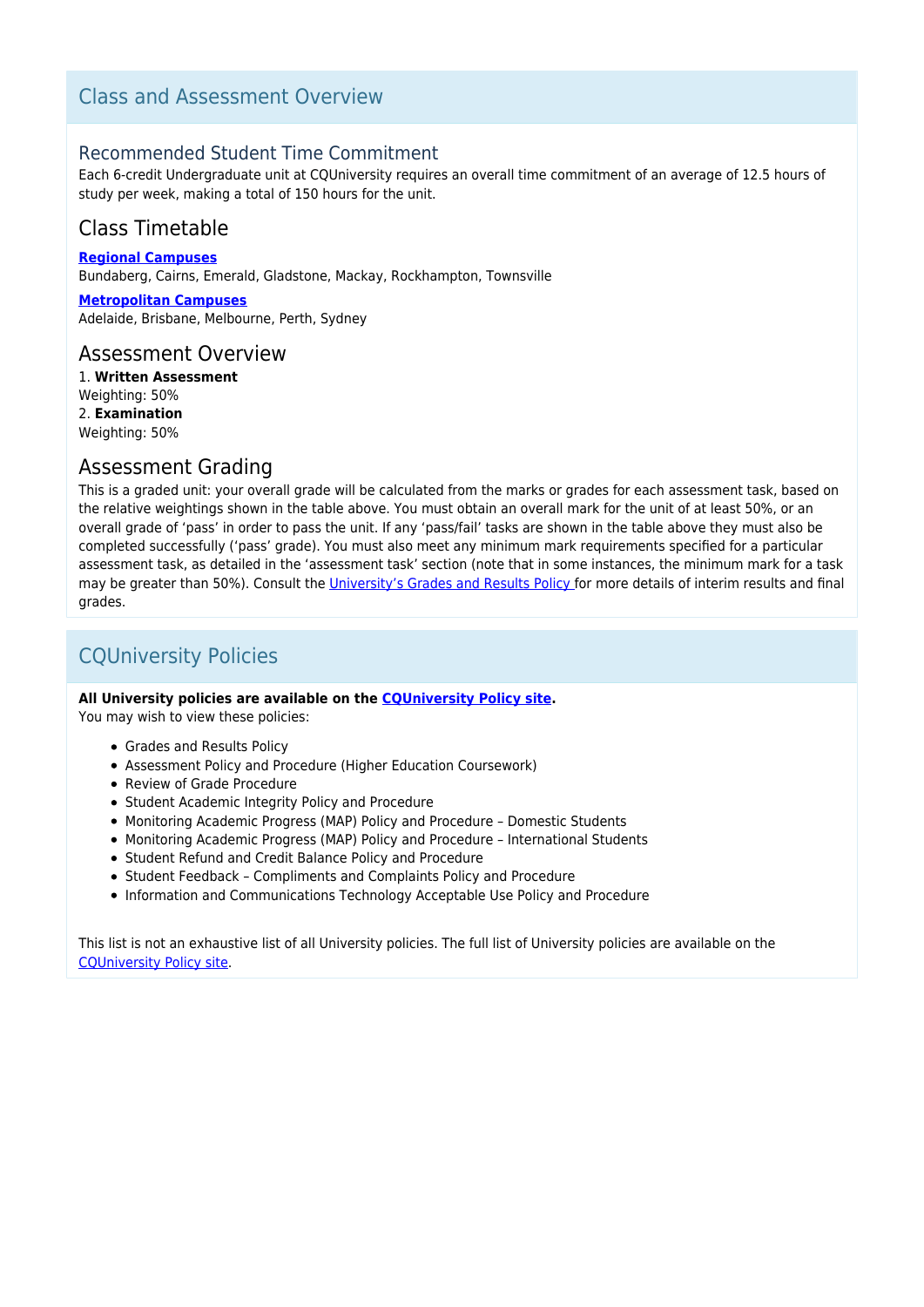## Class and Assessment Overview

### Recommended Student Time Commitment

Each 6-credit Undergraduate unit at CQUniversity requires an overall time commitment of an average of 12.5 hours of study per week, making a total of 150 hours for the unit.

### Class Timetable

**Regional Campuses**
Bundaberg, Cairns, Emerald, Gladstone, Mackay, Rockhampton, Townsville

**Metropolitan Campuses**
Adelaide, Brisbane, Melbourne, Perth, Sydney

### Assessment Overview

1. **Written Assessment**
Weighting: 50%
2. **Examination**
Weighting: 50%

### Assessment Grading

This is a graded unit: your overall grade will be calculated from the marks or grades for each assessment task, based on the relative weightings shown in the table above. You must obtain an overall mark for the unit of at least 50%, or an overall grade of 'pass' in order to pass the unit. If any 'pass/fail' tasks are shown in the table above they must also be completed successfully ('pass' grade). You must also meet any minimum mark requirements specified for a particular assessment task, as detailed in the 'assessment task' section (note that in some instances, the minimum mark for a task may be greater than 50%). Consult the University's Grades and Results Policy for more details of interim results and final grades.

## CQUniversity Policies

**All University policies are available on the CQUniversity Policy site.**
You may wish to view these policies:

- Grades and Results Policy
- Assessment Policy and Procedure (Higher Education Coursework)
- Review of Grade Procedure
- Student Academic Integrity Policy and Procedure
- Monitoring Academic Progress (MAP) Policy and Procedure – Domestic Students
- Monitoring Academic Progress (MAP) Policy and Procedure – International Students
- Student Refund and Credit Balance Policy and Procedure
- Student Feedback – Compliments and Complaints Policy and Procedure
- Information and Communications Technology Acceptable Use Policy and Procedure

This list is not an exhaustive list of all University policies. The full list of University policies are available on the CQUniversity Policy site.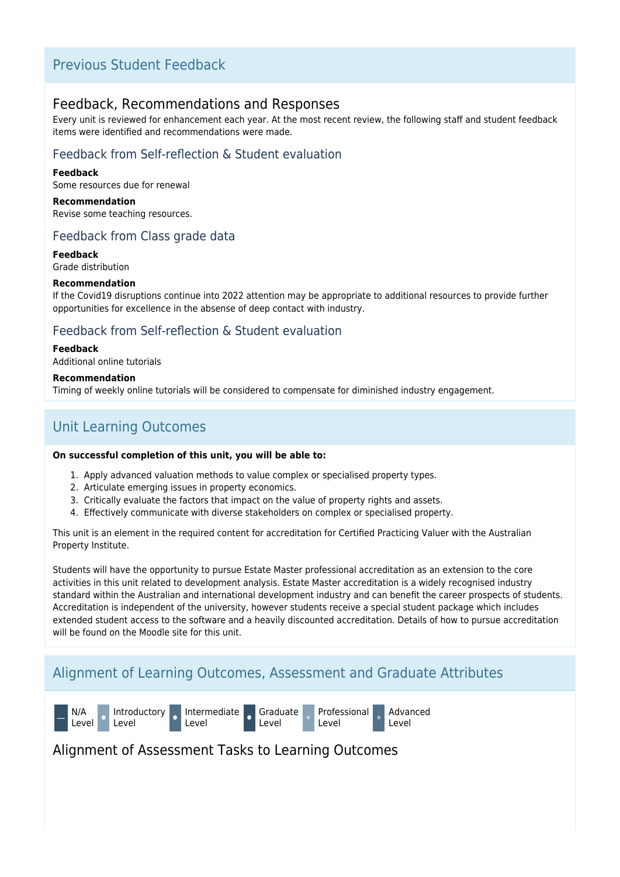## Previous Student Feedback

### Feedback, Recommendations and Responses

Every unit is reviewed for enhancement each year. At the most recent review, the following staff and student feedback items were identified and recommendations were made.

#### Feedback from Self-reflection & Student evaluation

**Feedback**
Some resources due for renewal

**Recommendation**
Revise some teaching resources.

#### Feedback from Class grade data

**Feedback**
Grade distribution

**Recommendation**
If the Covid19 disruptions continue into 2022 attention may be appropriate to additional resources to provide further opportunities for excellence in the absense of deep contact with industry.

#### Feedback from Self-reflection & Student evaluation

**Feedback**
Additional online tutorials

**Recommendation**
Timing of weekly online tutorials will be considered to compensate for diminished industry engagement.

## Unit Learning Outcomes

**On successful completion of this unit, you will be able to:**

1. Apply advanced valuation methods to value complex or specialised property types.
2. Articulate emerging issues in property economics.
3. Critically evaluate the factors that impact on the value of property rights and assets.
4. Effectively communicate with diverse stakeholders on complex or specialised property.

This unit is an element in the required content for accreditation for Certified Practicing Valuer with the Australian Property Institute.

Students will have the opportunity to pursue Estate Master professional accreditation as an extension to the core activities in this unit related to development analysis. Estate Master accreditation is a widely recognised industry standard within the Australian and international development industry and can benefit the career prospects of students. Accreditation is independent of the university, however students receive a special student package which includes extended student access to the software and a heavily discounted accreditation. Details of how to pursue accreditation will be found on the Moodle site for this unit.

## Alignment of Learning Outcomes, Assessment and Graduate Attributes

— N/A Level · Introductory Level · Intermediate Level · Graduate Level · Professional Level · Advanced Level

### Alignment of Assessment Tasks to Learning Outcomes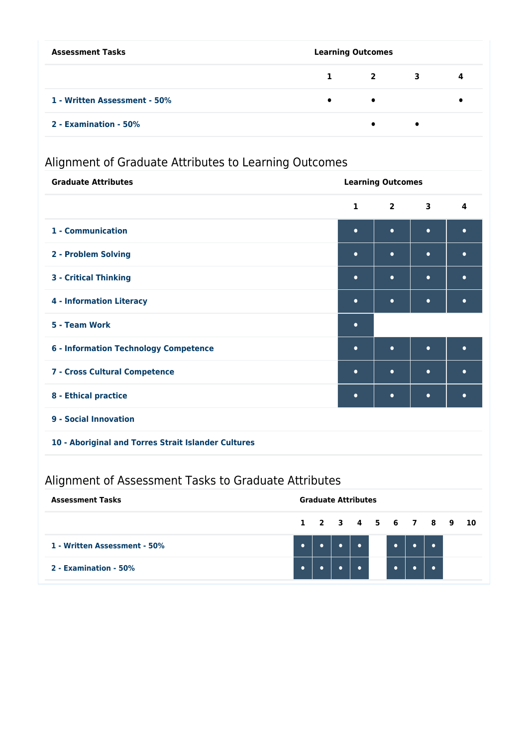| Assessment Tasks | Learning Outcomes | | | |
|---|---|---|---|---|
| | 1 | 2 | 3 | 4 |
| 1 - Written Assessment - 50% | • | • | | • |
| 2 - Examination - 50% | | • | • | |

## Alignment of Graduate Attributes to Learning Outcomes

| Graduate Attributes | Learning Outcomes | | | |
|---|---|---|---|---|
| | 1 | 2 | 3 | 4 |
| 1 - Communication | • | • | • | • |
| 2 - Problem Solving | • | • | • | • |
| 3 - Critical Thinking | • | • | • | • |
| 4 - Information Literacy | • | • | • | • |
| 5 - Team Work | • | | | |
| 6 - Information Technology Competence | • | • | • | • |
| 7 - Cross Cultural Competence | • | • | • | • |
| 8 - Ethical practice | • | • | • | • |
| 9 - Social Innovation | | | | |
| 10 - Aboriginal and Torres Strait Islander Cultures | | | | |

## Alignment of Assessment Tasks to Graduate Attributes

| Assessment Tasks | Graduate Attributes | | | | | | | | | |
|---|---|---|---|---|---|---|---|---|---|---|
| | 1 | 2 | 3 | 4 | 5 | 6 | 7 | 8 | 9 | 10 |
| 1 - Written Assessment - 50% | • | • | • | • | | • | • | • | | |
| 2 - Examination - 50% | • | • | • | • | | • | • | • | | |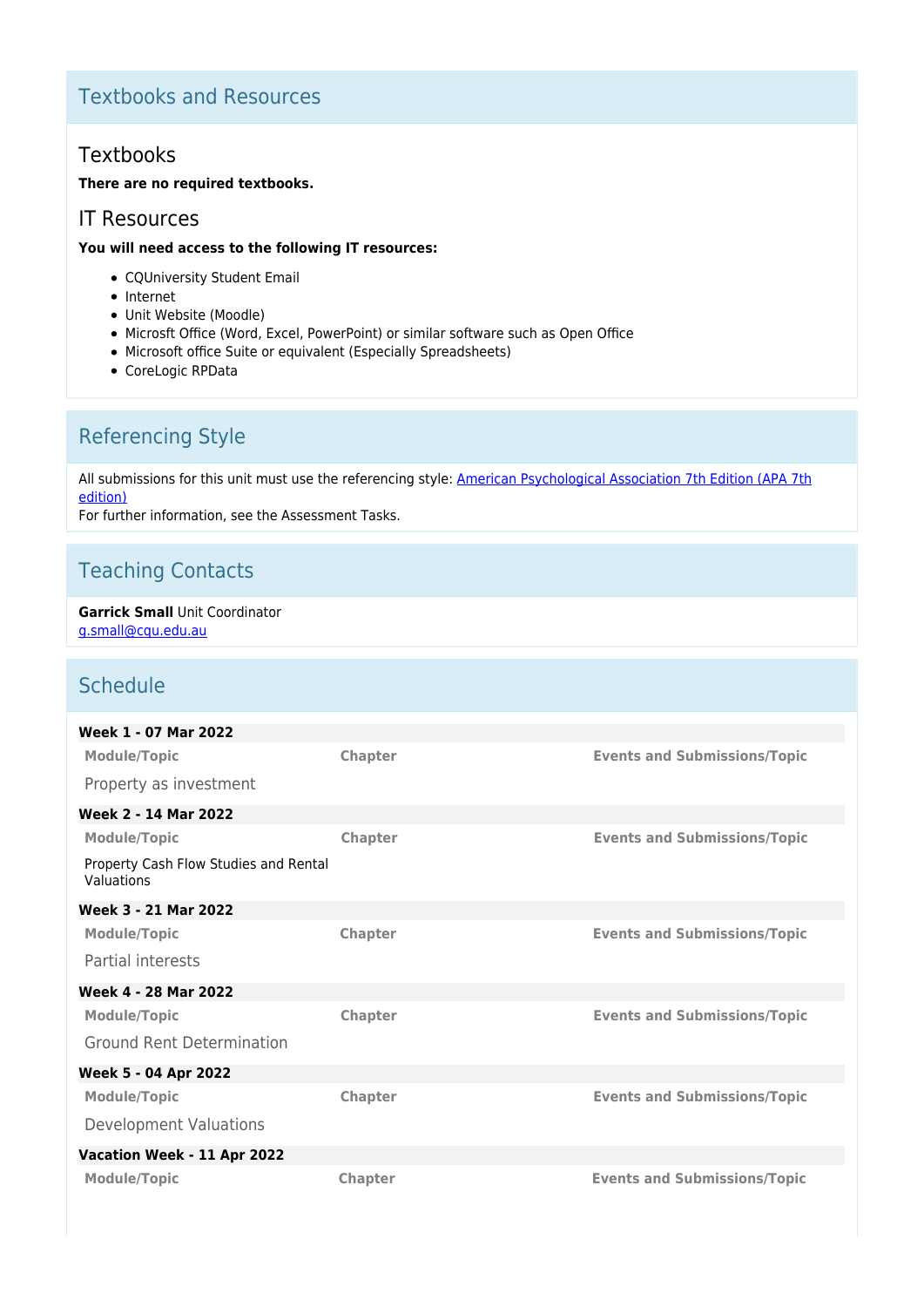## Textbooks and Resources

### Textbooks

**There are no required textbooks.**

### IT Resources

**You will need access to the following IT resources:**

- CQUniversity Student Email
- Internet
- Unit Website (Moodle)
- Microsft Office (Word, Excel, PowerPoint) or similar software such as Open Office
- Microsoft office Suite or equivalent (Especially Spreadsheets)
- CoreLogic RPData

## Referencing Style

All submissions for this unit must use the referencing style: [American Psychological Association 7th Edition (APA 7th edition)]
For further information, see the Assessment Tasks.

## Teaching Contacts

**Garrick Small** Unit Coordinator
g.small@cqu.edu.au

## Schedule

**Week 1 - 07 Mar 2022**

| Module/Topic | Chapter | Events and Submissions/Topic |
|---|---|---|
| Property as investment | | |

**Week 2 - 14 Mar 2022**

| Module/Topic | Chapter | Events and Submissions/Topic |
|---|---|---|
| Property Cash Flow Studies and Rental Valuations | | |

**Week 3 - 21 Mar 2022**

| Module/Topic | Chapter | Events and Submissions/Topic |
|---|---|---|
| Partial interests | | |

**Week 4 - 28 Mar 2022**

| Module/Topic | Chapter | Events and Submissions/Topic |
|---|---|---|
| Ground Rent Determination | | |

**Week 5 - 04 Apr 2022**

| Module/Topic | Chapter | Events and Submissions/Topic |
|---|---|---|
| Development Valuations | | |

**Vacation Week - 11 Apr 2022**

| Module/Topic | Chapter | Events and Submissions/Topic |
|---|---|---|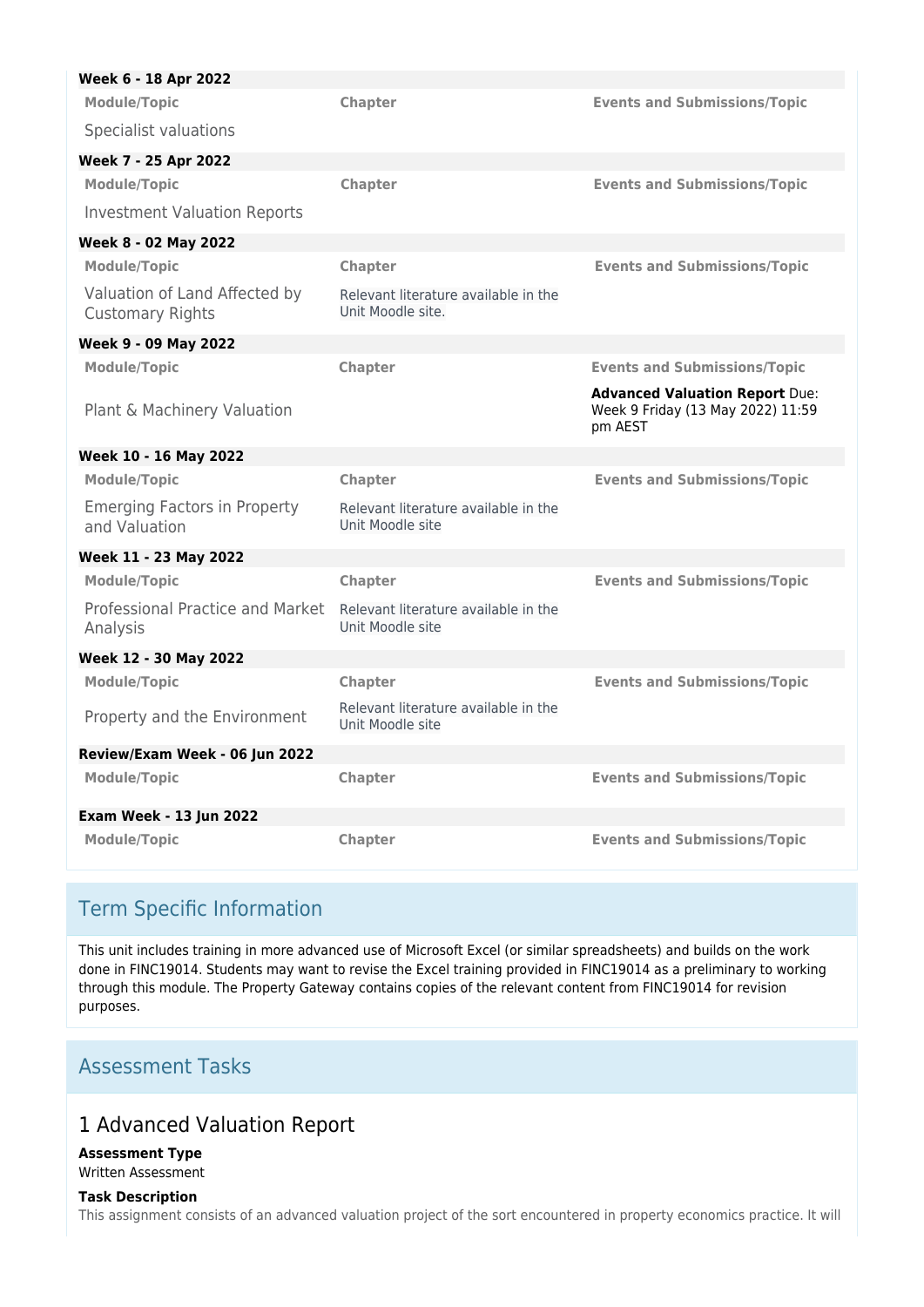**Week 6 - 18 Apr 2022**

| Module/Topic | Chapter | Events and Submissions/Topic |
|---|---|---|
| Specialist valuations | | |

**Week 7 - 25 Apr 2022**

| Module/Topic | Chapter | Events and Submissions/Topic |
|---|---|---|
| Investment Valuation Reports | | |

**Week 8 - 02 May 2022**

| Module/Topic | Chapter | Events and Submissions/Topic |
|---|---|---|
| Valuation of Land Affected by Customary Rights | Relevant literature available in the Unit Moodle site. | |

**Week 9 - 09 May 2022**

| Module/Topic | Chapter | Events and Submissions/Topic |
|---|---|---|
| Plant & Machinery Valuation | | **Advanced Valuation Report** Due: Week 9 Friday (13 May 2022) 11:59 pm AEST |

**Week 10 - 16 May 2022**

| Module/Topic | Chapter | Events and Submissions/Topic |
|---|---|---|
| Emerging Factors in Property and Valuation | Relevant literature available in the Unit Moodle site | |

**Week 11 - 23 May 2022**

| Module/Topic | Chapter | Events and Submissions/Topic |
|---|---|---|
| Professional Practice and Market Analysis | Relevant literature available in the Unit Moodle site | |

**Week 12 - 30 May 2022**

| Module/Topic | Chapter | Events and Submissions/Topic |
|---|---|---|
| Property and the Environment | Relevant literature available in the Unit Moodle site | |

**Review/Exam Week - 06 Jun 2022**

| Module/Topic | Chapter | Events and Submissions/Topic |
|---|---|---|

**Exam Week - 13 Jun 2022**

| Module/Topic | Chapter | Events and Submissions/Topic |
|---|---|---|

## Term Specific Information

This unit includes training in more advanced use of Microsoft Excel (or similar spreadsheets) and builds on the work done in FINC19014. Students may want to revise the Excel training provided in FINC19014 as a preliminary to working through this module. The Property Gateway contains copies of the relevant content from FINC19014 for revision purposes.

## Assessment Tasks

### 1 Advanced Valuation Report

**Assessment Type**
Written Assessment

**Task Description**
This assignment consists of an advanced valuation project of the sort encountered in property economics practice. It will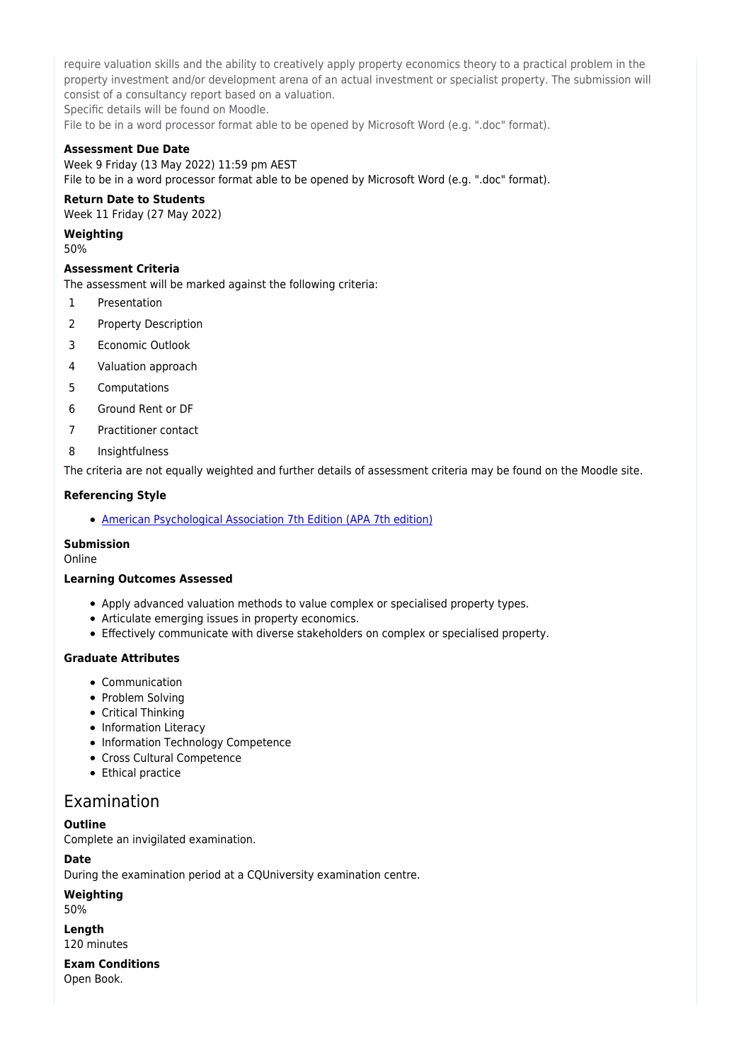require valuation skills and the ability to creatively apply property economics theory to a practical problem in the property investment and/or development arena of an actual investment or specialist property. The submission will consist of a consultancy report based on a valuation.
Specific details will be found on Moodle.
File to be in a word processor format able to be opened by Microsoft Word (e.g. ".doc" format).

**Assessment Due Date**
Week 9 Friday (13 May 2022) 11:59 pm AEST
File to be in a word processor format able to be opened by Microsoft Word (e.g. ".doc" format).

**Return Date to Students**
Week 11 Friday (27 May 2022)

**Weighting**
50%

**Assessment Criteria**
The assessment will be marked against the following criteria:

1. Presentation
2. Property Description
3. Economic Outlook
4. Valuation approach
5. Computations
6. Ground Rent or DF
7. Practitioner contact
8. Insightfulness

The criteria are not equally weighted and further details of assessment criteria may be found on the Moodle site.

**Referencing Style**

- American Psychological Association 7th Edition (APA 7th edition)

**Submission**
Online

**Learning Outcomes Assessed**

- Apply advanced valuation methods to value complex or specialised property types.
- Articulate emerging issues in property economics.
- Effectively communicate with diverse stakeholders on complex or specialised property.

**Graduate Attributes**

- Communication
- Problem Solving
- Critical Thinking
- Information Literacy
- Information Technology Competence
- Cross Cultural Competence
- Ethical practice

## Examination

**Outline**
Complete an invigilated examination.

**Date**
During the examination period at a CQUniversity examination centre.

**Weighting**
50%

**Length**
120 minutes

**Exam Conditions**
Open Book.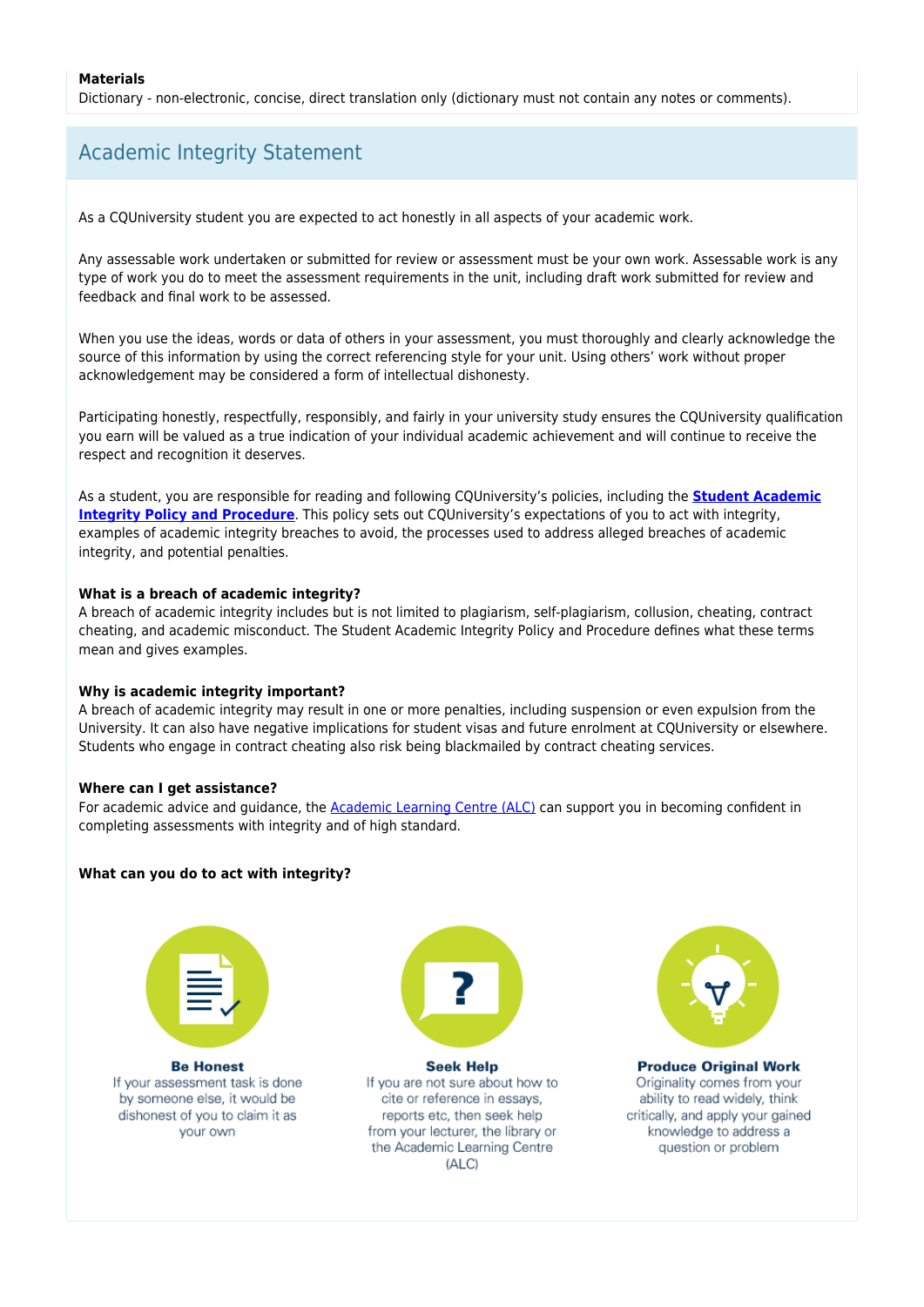**Materials**
Dictionary - non-electronic, concise, direct translation only (dictionary must not contain any notes or comments).

## Academic Integrity Statement

As a CQUniversity student you are expected to act honestly in all aspects of your academic work.

Any assessable work undertaken or submitted for review or assessment must be your own work. Assessable work is any type of work you do to meet the assessment requirements in the unit, including draft work submitted for review and feedback and final work to be assessed.

When you use the ideas, words or data of others in your assessment, you must thoroughly and clearly acknowledge the source of this information by using the correct referencing style for your unit. Using others' work without proper acknowledgement may be considered a form of intellectual dishonesty.

Participating honestly, respectfully, responsibly, and fairly in your university study ensures the CQUniversity qualification you earn will be valued as a true indication of your individual academic achievement and will continue to receive the respect and recognition it deserves.

As a student, you are responsible for reading and following CQUniversity's policies, including the **Student Academic Integrity Policy and Procedure**. This policy sets out CQUniversity's expectations of you to act with integrity, examples of academic integrity breaches to avoid, the processes used to address alleged breaches of academic integrity, and potential penalties.

**What is a breach of academic integrity?**
A breach of academic integrity includes but is not limited to plagiarism, self-plagiarism, collusion, cheating, contract cheating, and academic misconduct. The Student Academic Integrity Policy and Procedure defines what these terms mean and gives examples.

**Why is academic integrity important?**
A breach of academic integrity may result in one or more penalties, including suspension or even expulsion from the University. It can also have negative implications for student visas and future enrolment at CQUniversity or elsewhere. Students who engage in contract cheating also risk being blackmailed by contract cheating services.

**Where can I get assistance?**
For academic advice and guidance, the Academic Learning Centre (ALC) can support you in becoming confident in completing assessments with integrity and of high standard.

**What can you do to act with integrity?**

**Be Honest**
If your assessment task is done by someone else, it would be dishonest of you to claim it as your own

**Seek Help**
If you are not sure about how to cite or reference in essays, reports etc, then seek help from your lecturer, the library or the Academic Learning Centre (ALC)

**Produce Original Work**
Originality comes from your ability to read widely, think critically, and apply your gained knowledge to address a question or problem